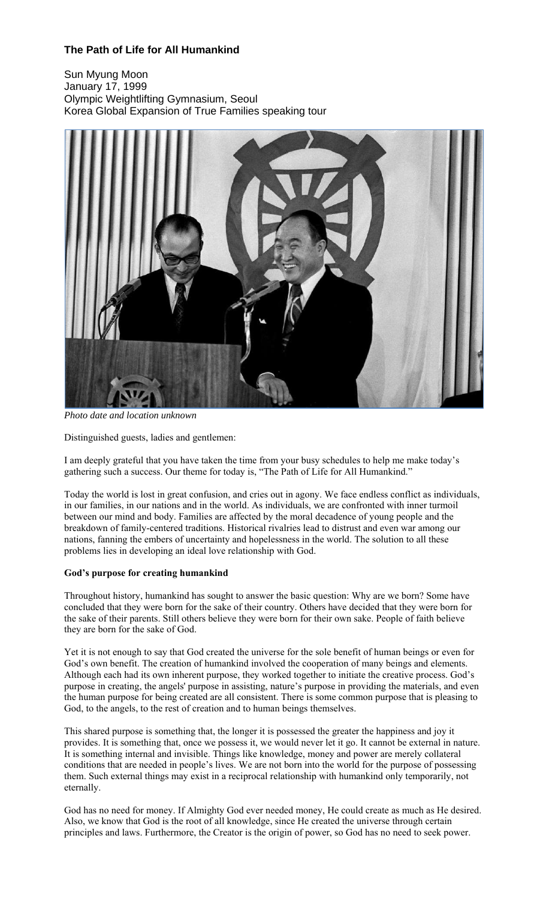# The Path of Life for All Humankind

Sun Myung Moon
January 17, 1999
Olympic Weightlifting Gymnasium, Seoul
Korea Global Expansion of True Families speaking tour

*Photo date and location unknown*

Distinguished guests, ladies and gentlemen:

I am deeply grateful that you have taken the time from your busy schedules to help me make today's gathering such a success. Our theme for today is, "The Path of Life for All Humankind."

Today the world is lost in great confusion, and cries out in agony. We face endless conflict as individuals, in our families, in our nations and in the world. As individuals, we are confronted with inner turmoil between our mind and body. Families are affected by the moral decadence of young people and the breakdown of family-centered traditions. Historical rivalries lead to distrust and even war among our nations, fanning the embers of uncertainty and hopelessness in the world. The solution to all these problems lies in developing an ideal love relationship with God.

**God's purpose for creating humankind**

Throughout history, humankind has sought to answer the basic question: Why are we born? Some have concluded that they were born for the sake of their country. Others have decided that they were born for the sake of their parents. Still others believe they were born for their own sake. People of faith believe they are born for the sake of God.

Yet it is not enough to say that God created the universe for the sole benefit of human beings or even for God's own benefit. The creation of humankind involved the cooperation of many beings and elements. Although each had its own inherent purpose, they worked together to initiate the creative process. God's purpose in creating, the angels' purpose in assisting, nature's purpose in providing the materials, and even the human purpose for being created are all consistent. There is some common purpose that is pleasing to God, to the angels, to the rest of creation and to human beings themselves.

This shared purpose is something that, the longer it is possessed the greater the happiness and joy it provides. It is something that, once we possess it, we would never let it go. It cannot be external in nature. It is something internal and invisible. Things like knowledge, money and power are merely collateral conditions that are needed in people's lives. We are not born into the world for the purpose of possessing them. Such external things may exist in a reciprocal relationship with humankind only temporarily, not eternally.

God has no need for money. If Almighty God ever needed money, He could create as much as He desired. Also, we know that God is the root of all knowledge, since He created the universe through certain principles and laws. Furthermore, the Creator is the origin of power, so God has no need to seek power.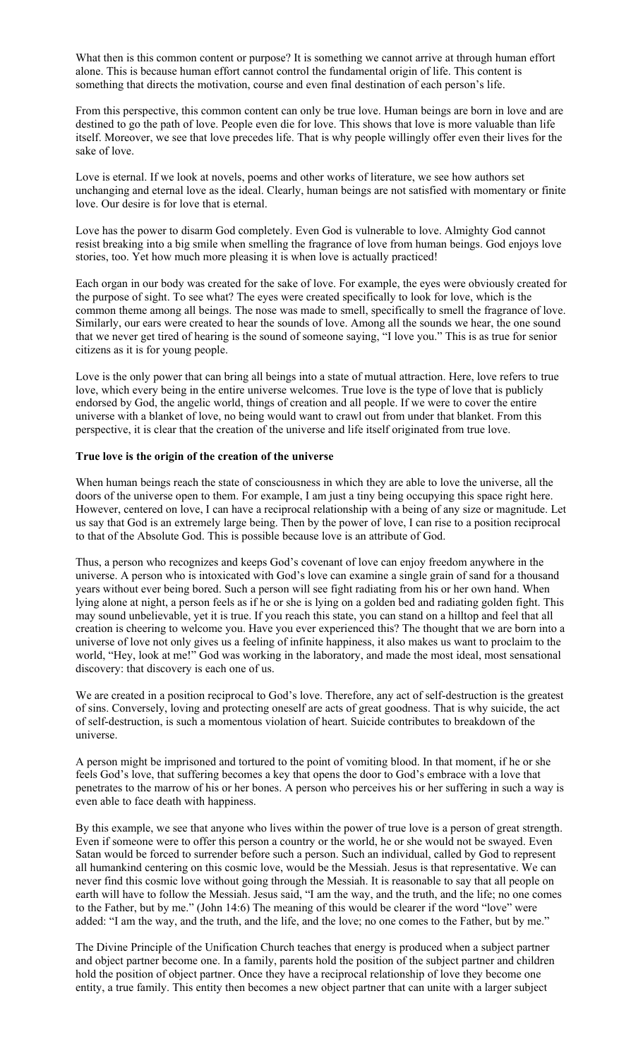What then is this common content or purpose? It is something we cannot arrive at through human effort alone. This is because human effort cannot control the fundamental origin of life. This content is something that directs the motivation, course and even final destination of each person's life.

From this perspective, this common content can only be true love. Human beings are born in love and are destined to go the path of love. People even die for love. This shows that love is more valuable than life itself. Moreover, we see that love precedes life. That is why people willingly offer even their lives for the sake of love.

Love is eternal. If we look at novels, poems and other works of literature, we see how authors set unchanging and eternal love as the ideal. Clearly, human beings are not satisfied with momentary or finite love. Our desire is for love that is eternal.

Love has the power to disarm God completely. Even God is vulnerable to love. Almighty God cannot resist breaking into a big smile when smelling the fragrance of love from human beings. God enjoys love stories, too. Yet how much more pleasing it is when love is actually practiced!

Each organ in our body was created for the sake of love. For example, the eyes were obviously created for the purpose of sight. To see what? The eyes were created specifically to look for love, which is the common theme among all beings. The nose was made to smell, specifically to smell the fragrance of love. Similarly, our ears were created to hear the sounds of love. Among all the sounds we hear, the one sound that we never get tired of hearing is the sound of someone saying, "I love you." This is as true for senior citizens as it is for young people.

Love is the only power that can bring all beings into a state of mutual attraction. Here, love refers to true love, which every being in the entire universe welcomes. True love is the type of love that is publicly endorsed by God, the angelic world, things of creation and all people. If we were to cover the entire universe with a blanket of love, no being would want to crawl out from under that blanket. From this perspective, it is clear that the creation of the universe and life itself originated from true love.

**True love is the origin of the creation of the universe**

When human beings reach the state of consciousness in which they are able to love the universe, all the doors of the universe open to them. For example, I am just a tiny being occupying this space right here. However, centered on love, I can have a reciprocal relationship with a being of any size or magnitude. Let us say that God is an extremely large being. Then by the power of love, I can rise to a position reciprocal to that of the Absolute God. This is possible because love is an attribute of God.

Thus, a person who recognizes and keeps God's covenant of love can enjoy freedom anywhere in the universe. A person who is intoxicated with God's love can examine a single grain of sand for a thousand years without ever being bored. Such a person will see fight radiating from his or her own hand. When lying alone at night, a person feels as if he or she is lying on a golden bed and radiating golden fight. This may sound unbelievable, yet it is true. If you reach this state, you can stand on a hilltop and feel that all creation is cheering to welcome you. Have you ever experienced this? The thought that we are born into a universe of love not only gives us a feeling of infinite happiness, it also makes us want to proclaim to the world, "Hey, look at me!" God was working in the laboratory, and made the most ideal, most sensational discovery: that discovery is each one of us.

We are created in a position reciprocal to God's love. Therefore, any act of self-destruction is the greatest of sins. Conversely, loving and protecting oneself are acts of great goodness. That is why suicide, the act of self-destruction, is such a momentous violation of heart. Suicide contributes to breakdown of the universe.

A person might be imprisoned and tortured to the point of vomiting blood. In that moment, if he or she feels God's love, that suffering becomes a key that opens the door to God's embrace with a love that penetrates to the marrow of his or her bones. A person who perceives his or her suffering in such a way is even able to face death with happiness.

By this example, we see that anyone who lives within the power of true love is a person of great strength. Even if someone were to offer this person a country or the world, he or she would not be swayed. Even Satan would be forced to surrender before such a person. Such an individual, called by God to represent all humankind centering on this cosmic love, would be the Messiah. Jesus is that representative. We can never find this cosmic love without going through the Messiah. It is reasonable to say that all people on earth will have to follow the Messiah. Jesus said, "I am the way, and the truth, and the life; no one comes to the Father, but by me." (John 14:6) The meaning of this would be clearer if the word "love" were added: "I am the way, and the truth, and the life, and the love; no one comes to the Father, but by me."

The Divine Principle of the Unification Church teaches that energy is produced when a subject partner and object partner become one. In a family, parents hold the position of the subject partner and children hold the position of object partner. Once they have a reciprocal relationship of love they become one entity, a true family. This entity then becomes a new object partner that can unite with a larger subject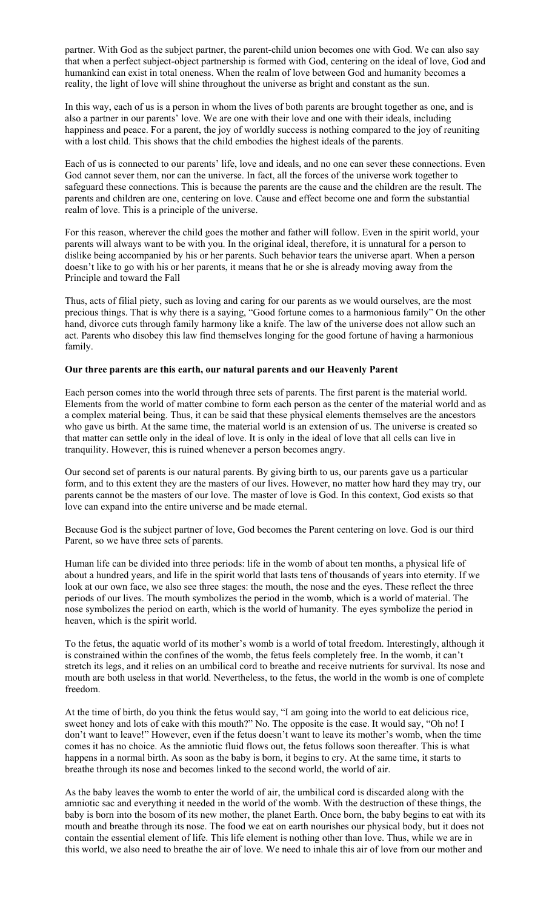partner. With God as the subject partner, the parent-child union becomes one with God. We can also say that when a perfect subject-object partnership is formed with God, centering on the ideal of love, God and humankind can exist in total oneness. When the realm of love between God and humanity becomes a reality, the light of love will shine throughout the universe as bright and constant as the sun.

In this way, each of us is a person in whom the lives of both parents are brought together as one, and is also a partner in our parents' love. We are one with their love and one with their ideals, including happiness and peace. For a parent, the joy of worldly success is nothing compared to the joy of reuniting with a lost child. This shows that the child embodies the highest ideals of the parents.

Each of us is connected to our parents' life, love and ideals, and no one can sever these connections. Even God cannot sever them, nor can the universe. In fact, all the forces of the universe work together to safeguard these connections. This is because the parents are the cause and the children are the result. The parents and children are one, centering on love. Cause and effect become one and form the substantial realm of love. This is a principle of the universe.

For this reason, wherever the child goes the mother and father will follow. Even in the spirit world, your parents will always want to be with you. In the original ideal, therefore, it is unnatural for a person to dislike being accompanied by his or her parents. Such behavior tears the universe apart. When a person doesn't like to go with his or her parents, it means that he or she is already moving away from the Principle and toward the Fall

Thus, acts of filial piety, such as loving and caring for our parents as we would ourselves, are the most precious things. That is why there is a saying, "Good fortune comes to a harmonious family" On the other hand, divorce cuts through family harmony like a knife. The law of the universe does not allow such an act. Parents who disobey this law find themselves longing for the good fortune of having a harmonious family.

**Our three parents are this earth, our natural parents and our Heavenly Parent**

Each person comes into the world through three sets of parents. The first parent is the material world. Elements from the world of matter combine to form each person as the center of the material world and as a complex material being. Thus, it can be said that these physical elements themselves are the ancestors who gave us birth. At the same time, the material world is an extension of us. The universe is created so that matter can settle only in the ideal of love. It is only in the ideal of love that all cells can live in tranquility. However, this is ruined whenever a person becomes angry.

Our second set of parents is our natural parents. By giving birth to us, our parents gave us a particular form, and to this extent they are the masters of our lives. However, no matter how hard they may try, our parents cannot be the masters of our love. The master of love is God. In this context, God exists so that love can expand into the entire universe and be made eternal.

Because God is the subject partner of love, God becomes the Parent centering on love. God is our third Parent, so we have three sets of parents.

Human life can be divided into three periods: life in the womb of about ten months, a physical life of about a hundred years, and life in the spirit world that lasts tens of thousands of years into eternity. If we look at our own face, we also see three stages: the mouth, the nose and the eyes. These reflect the three periods of our lives. The mouth symbolizes the period in the womb, which is a world of material. The nose symbolizes the period on earth, which is the world of humanity. The eyes symbolize the period in heaven, which is the spirit world.

To the fetus, the aquatic world of its mother's womb is a world of total freedom. Interestingly, although it is constrained within the confines of the womb, the fetus feels completely free. In the womb, it can't stretch its legs, and it relies on an umbilical cord to breathe and receive nutrients for survival. Its nose and mouth are both useless in that world. Nevertheless, to the fetus, the world in the womb is one of complete freedom.

At the time of birth, do you think the fetus would say, "I am going into the world to eat delicious rice, sweet honey and lots of cake with this mouth?" No. The opposite is the case. It would say, "Oh no! I don't want to leave!" However, even if the fetus doesn't want to leave its mother's womb, when the time comes it has no choice. As the amniotic fluid flows out, the fetus follows soon thereafter. This is what happens in a normal birth. As soon as the baby is born, it begins to cry. At the same time, it starts to breathe through its nose and becomes linked to the second world, the world of air.

As the baby leaves the womb to enter the world of air, the umbilical cord is discarded along with the amniotic sac and everything it needed in the world of the womb. With the destruction of these things, the baby is born into the bosom of its new mother, the planet Earth. Once born, the baby begins to eat with its mouth and breathe through its nose. The food we eat on earth nourishes our physical body, but it does not contain the essential element of life. This life element is nothing other than love. Thus, while we are in this world, we also need to breathe the air of love. We need to inhale this air of love from our mother and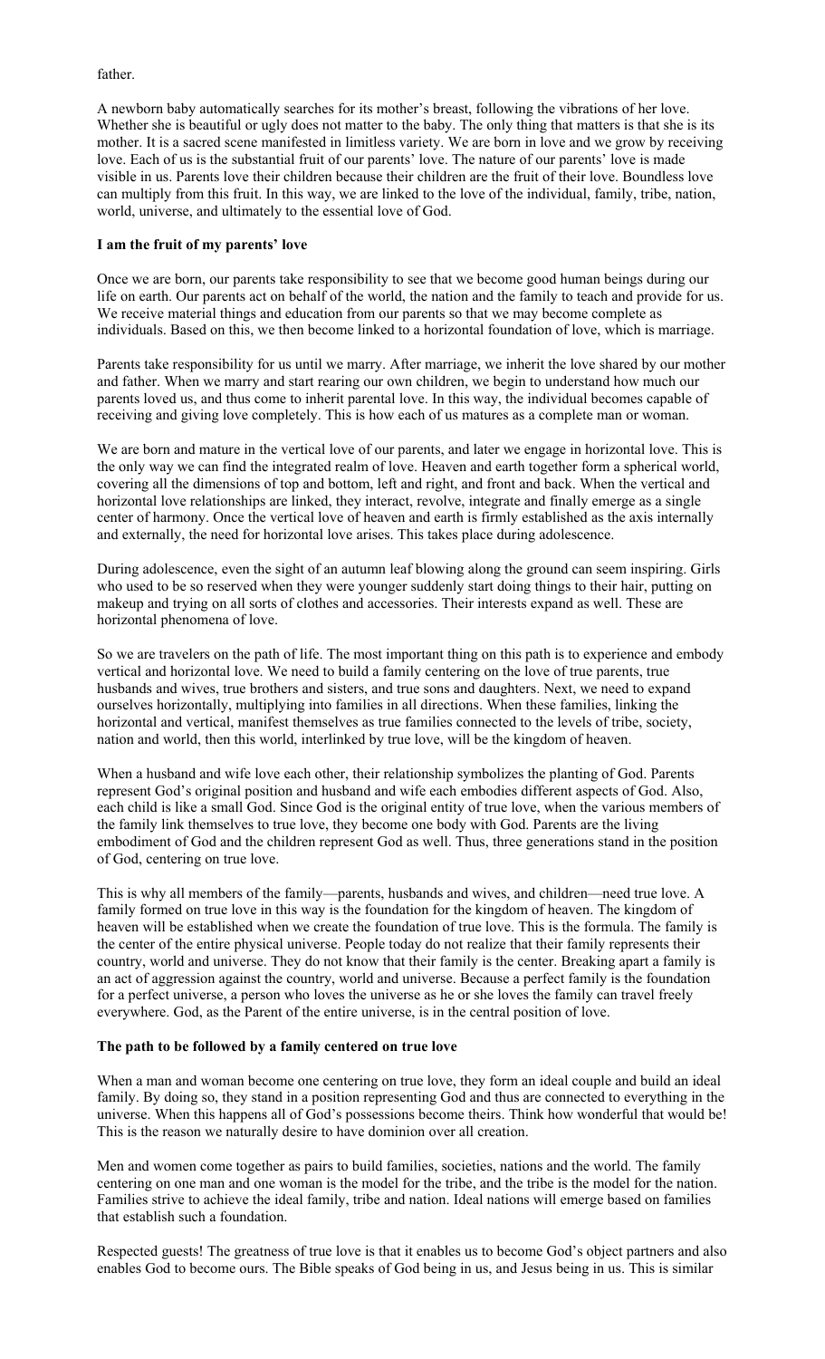father.

A newborn baby automatically searches for its mother's breast, following the vibrations of her love. Whether she is beautiful or ugly does not matter to the baby. The only thing that matters is that she is its mother. It is a sacred scene manifested in limitless variety. We are born in love and we grow by receiving love. Each of us is the substantial fruit of our parents' love. The nature of our parents' love is made visible in us. Parents love their children because their children are the fruit of their love. Boundless love can multiply from this fruit. In this way, we are linked to the love of the individual, family, tribe, nation, world, universe, and ultimately to the essential love of God.

**I am the fruit of my parents' love**

Once we are born, our parents take responsibility to see that we become good human beings during our life on earth. Our parents act on behalf of the world, the nation and the family to teach and provide for us. We receive material things and education from our parents so that we may become complete as individuals. Based on this, we then become linked to a horizontal foundation of love, which is marriage.

Parents take responsibility for us until we marry. After marriage, we inherit the love shared by our mother and father. When we marry and start rearing our own children, we begin to understand how much our parents loved us, and thus come to inherit parental love. In this way, the individual becomes capable of receiving and giving love completely. This is how each of us matures as a complete man or woman.

We are born and mature in the vertical love of our parents, and later we engage in horizontal love. This is the only way we can find the integrated realm of love. Heaven and earth together form a spherical world, covering all the dimensions of top and bottom, left and right, and front and back. When the vertical and horizontal love relationships are linked, they interact, revolve, integrate and finally emerge as a single center of harmony. Once the vertical love of heaven and earth is firmly established as the axis internally and externally, the need for horizontal love arises. This takes place during adolescence.

During adolescence, even the sight of an autumn leaf blowing along the ground can seem inspiring. Girls who used to be so reserved when they were younger suddenly start doing things to their hair, putting on makeup and trying on all sorts of clothes and accessories. Their interests expand as well. These are horizontal phenomena of love.

So we are travelers on the path of life. The most important thing on this path is to experience and embody vertical and horizontal love. We need to build a family centering on the love of true parents, true husbands and wives, true brothers and sisters, and true sons and daughters. Next, we need to expand ourselves horizontally, multiplying into families in all directions. When these families, linking the horizontal and vertical, manifest themselves as true families connected to the levels of tribe, society, nation and world, then this world, interlinked by true love, will be the kingdom of heaven.

When a husband and wife love each other, their relationship symbolizes the planting of God. Parents represent God's original position and husband and wife each embodies different aspects of God. Also, each child is like a small God. Since God is the original entity of true love, when the various members of the family link themselves to true love, they become one body with God. Parents are the living embodiment of God and the children represent God as well. Thus, three generations stand in the position of God, centering on true love.

This is why all members of the family—parents, husbands and wives, and children—need true love. A family formed on true love in this way is the foundation for the kingdom of heaven. The kingdom of heaven will be established when we create the foundation of true love. This is the formula. The family is the center of the entire physical universe. People today do not realize that their family represents their country, world and universe. They do not know that their family is the center. Breaking apart a family is an act of aggression against the country, world and universe. Because a perfect family is the foundation for a perfect universe, a person who loves the universe as he or she loves the family can travel freely everywhere. God, as the Parent of the entire universe, is in the central position of love.

**The path to be followed by a family centered on true love**

When a man and woman become one centering on true love, they form an ideal couple and build an ideal family. By doing so, they stand in a position representing God and thus are connected to everything in the universe. When this happens all of God's possessions become theirs. Think how wonderful that would be! This is the reason we naturally desire to have dominion over all creation.

Men and women come together as pairs to build families, societies, nations and the world. The family centering on one man and one woman is the model for the tribe, and the tribe is the model for the nation. Families strive to achieve the ideal family, tribe and nation. Ideal nations will emerge based on families that establish such a foundation.

Respected guests! The greatness of true love is that it enables us to become God's object partners and also enables God to become ours. The Bible speaks of God being in us, and Jesus being in us. This is similar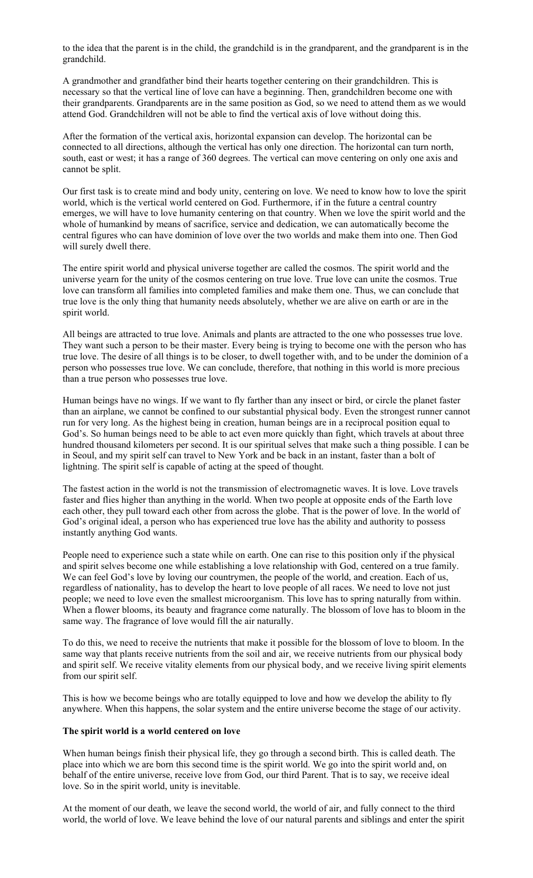to the idea that the parent is in the child, the grandchild is in the grandparent, and the grandparent is in the grandchild.

A grandmother and grandfather bind their hearts together centering on their grandchildren. This is necessary so that the vertical line of love can have a beginning. Then, grandchildren become one with their grandparents. Grandparents are in the same position as God, so we need to attend them as we would attend God. Grandchildren will not be able to find the vertical axis of love without doing this.

After the formation of the vertical axis, horizontal expansion can develop. The horizontal can be connected to all directions, although the vertical has only one direction. The horizontal can turn north, south, east or west; it has a range of 360 degrees. The vertical can move centering on only one axis and cannot be split.

Our first task is to create mind and body unity, centering on love. We need to know how to love the spirit world, which is the vertical world centered on God. Furthermore, if in the future a central country emerges, we will have to love humanity centering on that country. When we love the spirit world and the whole of humankind by means of sacrifice, service and dedication, we can automatically become the central figures who can have dominion of love over the two worlds and make them into one. Then God will surely dwell there.

The entire spirit world and physical universe together are called the cosmos. The spirit world and the universe yearn for the unity of the cosmos centering on true love. True love can unite the cosmos. True love can transform all families into completed families and make them one. Thus, we can conclude that true love is the only thing that humanity needs absolutely, whether we are alive on earth or are in the spirit world.

All beings are attracted to true love. Animals and plants are attracted to the one who possesses true love. They want such a person to be their master. Every being is trying to become one with the person who has true love. The desire of all things is to be closer, to dwell together with, and to be under the dominion of a person who possesses true love. We can conclude, therefore, that nothing in this world is more precious than a true person who possesses true love.

Human beings have no wings. If we want to fly farther than any insect or bird, or circle the planet faster than an airplane, we cannot be confined to our substantial physical body. Even the strongest runner cannot run for very long. As the highest being in creation, human beings are in a reciprocal position equal to God's. So human beings need to be able to act even more quickly than fight, which travels at about three hundred thousand kilometers per second. It is our spiritual selves that make such a thing possible. I can be in Seoul, and my spirit self can travel to New York and be back in an instant, faster than a bolt of lightning. The spirit self is capable of acting at the speed of thought.

The fastest action in the world is not the transmission of electromagnetic waves. It is love. Love travels faster and flies higher than anything in the world. When two people at opposite ends of the Earth love each other, they pull toward each other from across the globe. That is the power of love. In the world of God's original ideal, a person who has experienced true love has the ability and authority to possess instantly anything God wants.

People need to experience such a state while on earth. One can rise to this position only if the physical and spirit selves become one while establishing a love relationship with God, centered on a true family. We can feel God's love by loving our countrymen, the people of the world, and creation. Each of us, regardless of nationality, has to develop the heart to love people of all races. We need to love not just people; we need to love even the smallest microorganism. This love has to spring naturally from within. When a flower blooms, its beauty and fragrance come naturally. The blossom of love has to bloom in the same way. The fragrance of love would fill the air naturally.

To do this, we need to receive the nutrients that make it possible for the blossom of love to bloom. In the same way that plants receive nutrients from the soil and air, we receive nutrients from our physical body and spirit self. We receive vitality elements from our physical body, and we receive living spirit elements from our spirit self.

This is how we become beings who are totally equipped to love and how we develop the ability to fly anywhere. When this happens, the solar system and the entire universe become the stage of our activity.

**The spirit world is a world centered on love**

When human beings finish their physical life, they go through a second birth. This is called death. The place into which we are born this second time is the spirit world. We go into the spirit world and, on behalf of the entire universe, receive love from God, our third Parent. That is to say, we receive ideal love. So in the spirit world, unity is inevitable.

At the moment of our death, we leave the second world, the world of air, and fully connect to the third world, the world of love. We leave behind the love of our natural parents and siblings and enter the spirit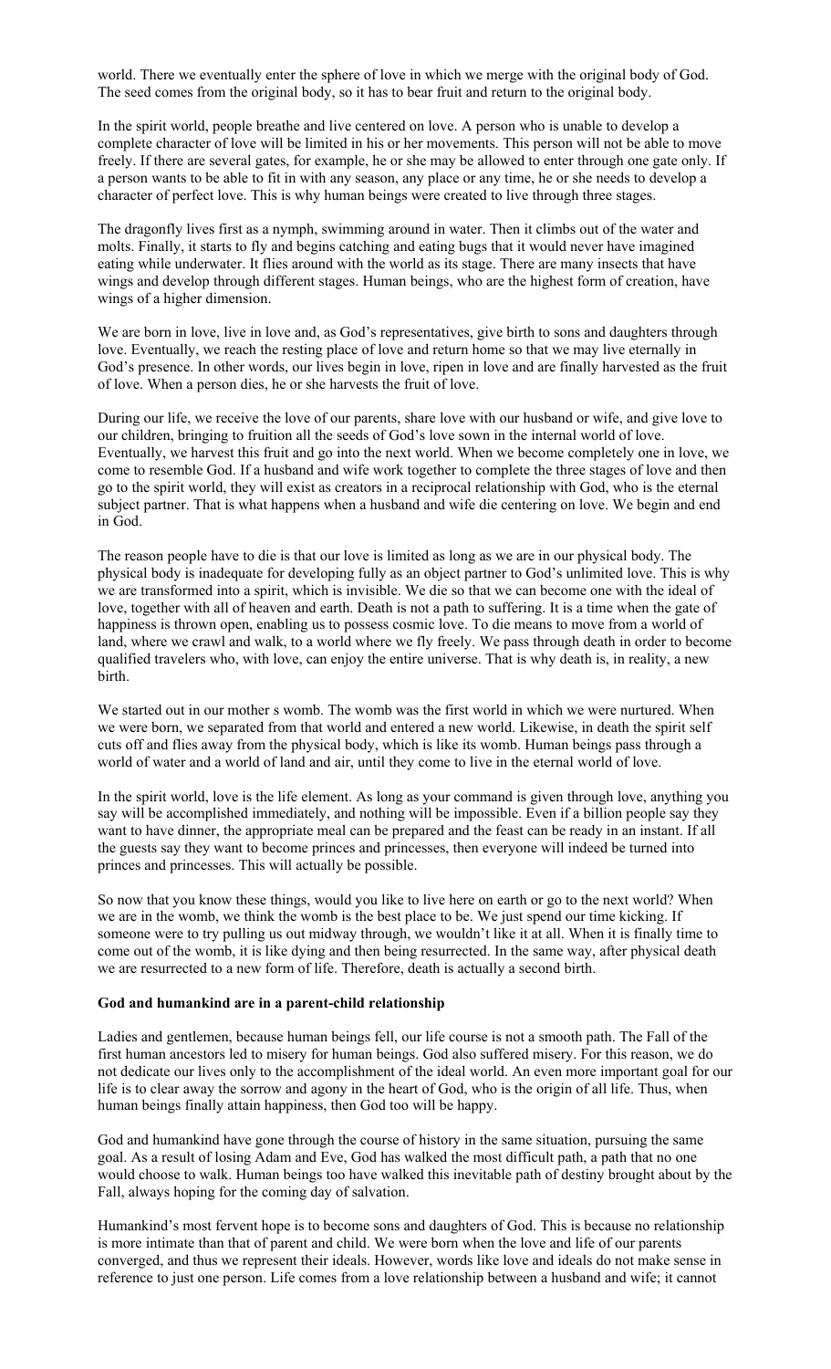world. There we eventually enter the sphere of love in which we merge with the original body of God. The seed comes from the original body, so it has to bear fruit and return to the original body.

In the spirit world, people breathe and live centered on love. A person who is unable to develop a complete character of love will be limited in his or her movements. This person will not be able to move freely. If there are several gates, for example, he or she may be allowed to enter through one gate only. If a person wants to be able to fit in with any season, any place or any time, he or she needs to develop a character of perfect love. This is why human beings were created to live through three stages.

The dragonfly lives first as a nymph, swimming around in water. Then it climbs out of the water and molts. Finally, it starts to fly and begins catching and eating bugs that it would never have imagined eating while underwater. It flies around with the world as its stage. There are many insects that have wings and develop through different stages. Human beings, who are the highest form of creation, have wings of a higher dimension.

We are born in love, live in love and, as God's representatives, give birth to sons and daughters through love. Eventually, we reach the resting place of love and return home so that we may live eternally in God's presence. In other words, our lives begin in love, ripen in love and are finally harvested as the fruit of love. When a person dies, he or she harvests the fruit of love.

During our life, we receive the love of our parents, share love with our husband or wife, and give love to our children, bringing to fruition all the seeds of God's love sown in the internal world of love. Eventually, we harvest this fruit and go into the next world. When we become completely one in love, we come to resemble God. If a husband and wife work together to complete the three stages of love and then go to the spirit world, they will exist as creators in a reciprocal relationship with God, who is the eternal subject partner. That is what happens when a husband and wife die centering on love. We begin and end in God.

The reason people have to die is that our love is limited as long as we are in our physical body. The physical body is inadequate for developing fully as an object partner to God's unlimited love. This is why we are transformed into a spirit, which is invisible. We die so that we can become one with the ideal of love, together with all of heaven and earth. Death is not a path to suffering. It is a time when the gate of happiness is thrown open, enabling us to possess cosmic love. To die means to move from a world of land, where we crawl and walk, to a world where we fly freely. We pass through death in order to become qualified travelers who, with love, can enjoy the entire universe. That is why death is, in reality, a new birth.

We started out in our mother s womb. The womb was the first world in which we were nurtured. When we were born, we separated from that world and entered a new world. Likewise, in death the spirit self cuts off and flies away from the physical body, which is like its womb. Human beings pass through a world of water and a world of land and air, until they come to live in the eternal world of love.

In the spirit world, love is the life element. As long as your command is given through love, anything you say will be accomplished immediately, and nothing will be impossible. Even if a billion people say they want to have dinner, the appropriate meal can be prepared and the feast can be ready in an instant. If all the guests say they want to become princes and princesses, then everyone will indeed be turned into princes and princesses. This will actually be possible.

So now that you know these things, would you like to live here on earth or go to the next world? When we are in the womb, we think the womb is the best place to be. We just spend our time kicking. If someone were to try pulling us out midway through, we wouldn't like it at all. When it is finally time to come out of the womb, it is like dying and then being resurrected. In the same way, after physical death we are resurrected to a new form of life. Therefore, death is actually a second birth.

**God and humankind are in a parent-child relationship**

Ladies and gentlemen, because human beings fell, our life course is not a smooth path. The Fall of the first human ancestors led to misery for human beings. God also suffered misery. For this reason, we do not dedicate our lives only to the accomplishment of the ideal world. An even more important goal for our life is to clear away the sorrow and agony in the heart of God, who is the origin of all life. Thus, when human beings finally attain happiness, then God too will be happy.

God and humankind have gone through the course of history in the same situation, pursuing the same goal. As a result of losing Adam and Eve, God has walked the most difficult path, a path that no one would choose to walk. Human beings too have walked this inevitable path of destiny brought about by the Fall, always hoping for the coming day of salvation.

Humankind's most fervent hope is to become sons and daughters of God. This is because no relationship is more intimate than that of parent and child. We were born when the love and life of our parents converged, and thus we represent their ideals. However, words like love and ideals do not make sense in reference to just one person. Life comes from a love relationship between a husband and wife; it cannot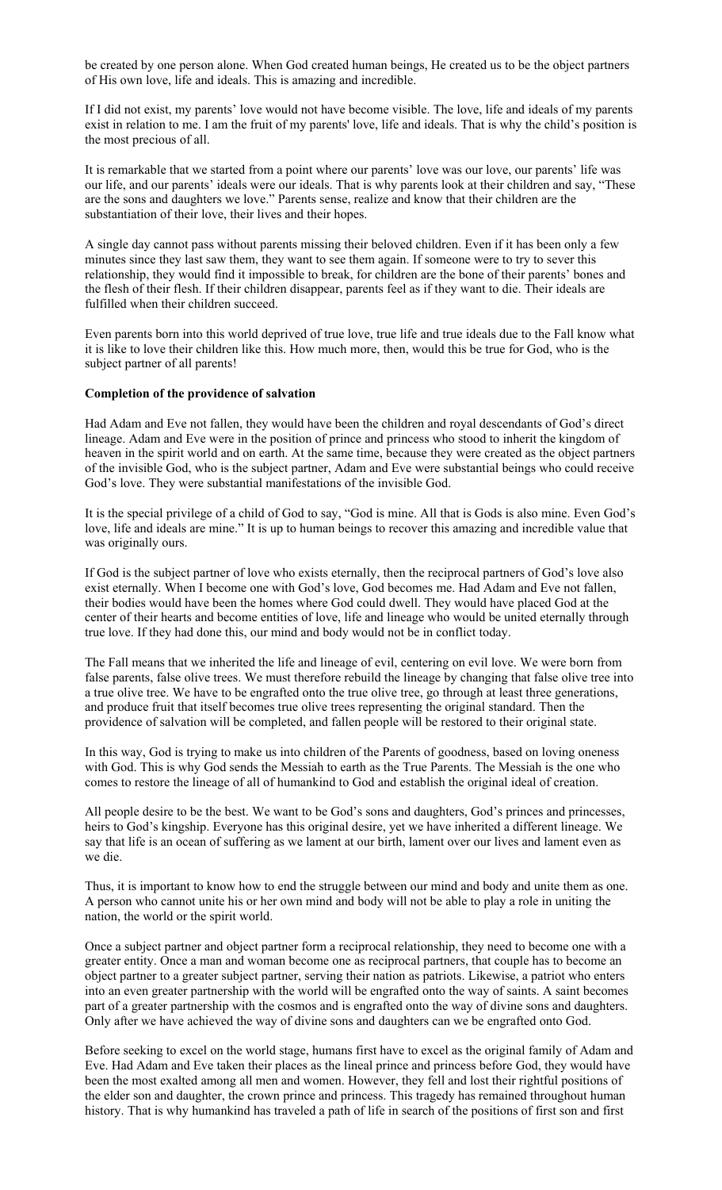be created by one person alone. When God created human beings, He created us to be the object partners of His own love, life and ideals. This is amazing and incredible.

If I did not exist, my parents' love would not have become visible. The love, life and ideals of my parents exist in relation to me. I am the fruit of my parents' love, life and ideals. That is why the child's position is the most precious of all.

It is remarkable that we started from a point where our parents' love was our love, our parents' life was our life, and our parents' ideals were our ideals. That is why parents look at their children and say, "These are the sons and daughters we love." Parents sense, realize and know that their children are the substantiation of their love, their lives and their hopes.

A single day cannot pass without parents missing their beloved children. Even if it has been only a few minutes since they last saw them, they want to see them again. If someone were to try to sever this relationship, they would find it impossible to break, for children are the bone of their parents' bones and the flesh of their flesh. If their children disappear, parents feel as if they want to die. Their ideals are fulfilled when their children succeed.

Even parents born into this world deprived of true love, true life and true ideals due to the Fall know what it is like to love their children like this. How much more, then, would this be true for God, who is the subject partner of all parents!

**Completion of the providence of salvation**

Had Adam and Eve not fallen, they would have been the children and royal descendants of God's direct lineage. Adam and Eve were in the position of prince and princess who stood to inherit the kingdom of heaven in the spirit world and on earth. At the same time, because they were created as the object partners of the invisible God, who is the subject partner, Adam and Eve were substantial beings who could receive God's love. They were substantial manifestations of the invisible God.

It is the special privilege of a child of God to say, "God is mine. All that is Gods is also mine. Even God's love, life and ideals are mine." It is up to human beings to recover this amazing and incredible value that was originally ours.

If God is the subject partner of love who exists eternally, then the reciprocal partners of God's love also exist eternally. When I become one with God's love, God becomes me. Had Adam and Eve not fallen, their bodies would have been the homes where God could dwell. They would have placed God at the center of their hearts and become entities of love, life and lineage who would be united eternally through true love. If they had done this, our mind and body would not be in conflict today.

The Fall means that we inherited the life and lineage of evil, centering on evil love. We were born from false parents, false olive trees. We must therefore rebuild the lineage by changing that false olive tree into a true olive tree. We have to be engrafted onto the true olive tree, go through at least three generations, and produce fruit that itself becomes true olive trees representing the original standard. Then the providence of salvation will be completed, and fallen people will be restored to their original state.

In this way, God is trying to make us into children of the Parents of goodness, based on loving oneness with God. This is why God sends the Messiah to earth as the True Parents. The Messiah is the one who comes to restore the lineage of all of humankind to God and establish the original ideal of creation.

All people desire to be the best. We want to be God's sons and daughters, God's princes and princesses, heirs to God's kingship. Everyone has this original desire, yet we have inherited a different lineage. We say that life is an ocean of suffering as we lament at our birth, lament over our lives and lament even as we die.

Thus, it is important to know how to end the struggle between our mind and body and unite them as one. A person who cannot unite his or her own mind and body will not be able to play a role in uniting the nation, the world or the spirit world.

Once a subject partner and object partner form a reciprocal relationship, they need to become one with a greater entity. Once a man and woman become one as reciprocal partners, that couple has to become an object partner to a greater subject partner, serving their nation as patriots. Likewise, a patriot who enters into an even greater partnership with the world will be engrafted onto the way of saints. A saint becomes part of a greater partnership with the cosmos and is engrafted onto the way of divine sons and daughters. Only after we have achieved the way of divine sons and daughters can we be engrafted onto God.

Before seeking to excel on the world stage, humans first have to excel as the original family of Adam and Eve. Had Adam and Eve taken their places as the lineal prince and princess before God, they would have been the most exalted among all men and women. However, they fell and lost their rightful positions of the elder son and daughter, the crown prince and princess. This tragedy has remained throughout human history. That is why humankind has traveled a path of life in search of the positions of first son and first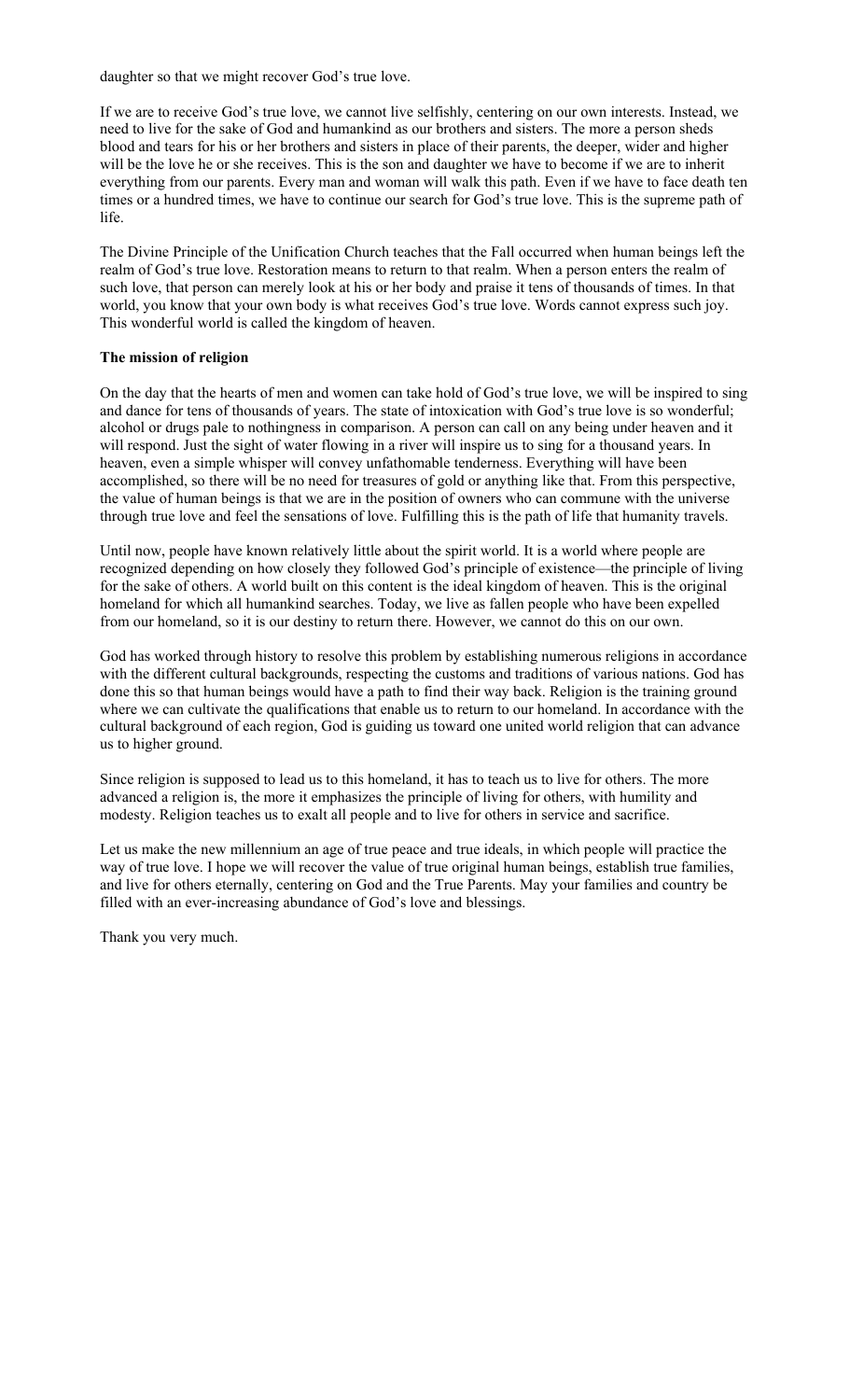daughter so that we might recover God's true love.

If we are to receive God's true love, we cannot live selfishly, centering on our own interests. Instead, we need to live for the sake of God and humankind as our brothers and sisters. The more a person sheds blood and tears for his or her brothers and sisters in place of their parents, the deeper, wider and higher will be the love he or she receives. This is the son and daughter we have to become if we are to inherit everything from our parents. Every man and woman will walk this path. Even if we have to face death ten times or a hundred times, we have to continue our search for God's true love. This is the supreme path of life.

The Divine Principle of the Unification Church teaches that the Fall occurred when human beings left the realm of God's true love. Restoration means to return to that realm. When a person enters the realm of such love, that person can merely look at his or her body and praise it tens of thousands of times. In that world, you know that your own body is what receives God's true love. Words cannot express such joy. This wonderful world is called the kingdom of heaven.

**The mission of religion**

On the day that the hearts of men and women can take hold of God's true love, we will be inspired to sing and dance for tens of thousands of years. The state of intoxication with God's true love is so wonderful; alcohol or drugs pale to nothingness in comparison. A person can call on any being under heaven and it will respond. Just the sight of water flowing in a river will inspire us to sing for a thousand years. In heaven, even a simple whisper will convey unfathomable tenderness. Everything will have been accomplished, so there will be no need for treasures of gold or anything like that. From this perspective, the value of human beings is that we are in the position of owners who can commune with the universe through true love and feel the sensations of love. Fulfilling this is the path of life that humanity travels.

Until now, people have known relatively little about the spirit world. It is a world where people are recognized depending on how closely they followed God's principle of existence—the principle of living for the sake of others. A world built on this content is the ideal kingdom of heaven. This is the original homeland for which all humankind searches. Today, we live as fallen people who have been expelled from our homeland, so it is our destiny to return there. However, we cannot do this on our own.

God has worked through history to resolve this problem by establishing numerous religions in accordance with the different cultural backgrounds, respecting the customs and traditions of various nations. God has done this so that human beings would have a path to find their way back. Religion is the training ground where we can cultivate the qualifications that enable us to return to our homeland. In accordance with the cultural background of each region, God is guiding us toward one united world religion that can advance us to higher ground.

Since religion is supposed to lead us to this homeland, it has to teach us to live for others. The more advanced a religion is, the more it emphasizes the principle of living for others, with humility and modesty. Religion teaches us to exalt all people and to live for others in service and sacrifice.

Let us make the new millennium an age of true peace and true ideals, in which people will practice the way of true love. I hope we will recover the value of true original human beings, establish true families, and live for others eternally, centering on God and the True Parents. May your families and country be filled with an ever-increasing abundance of God's love and blessings.

Thank you very much.